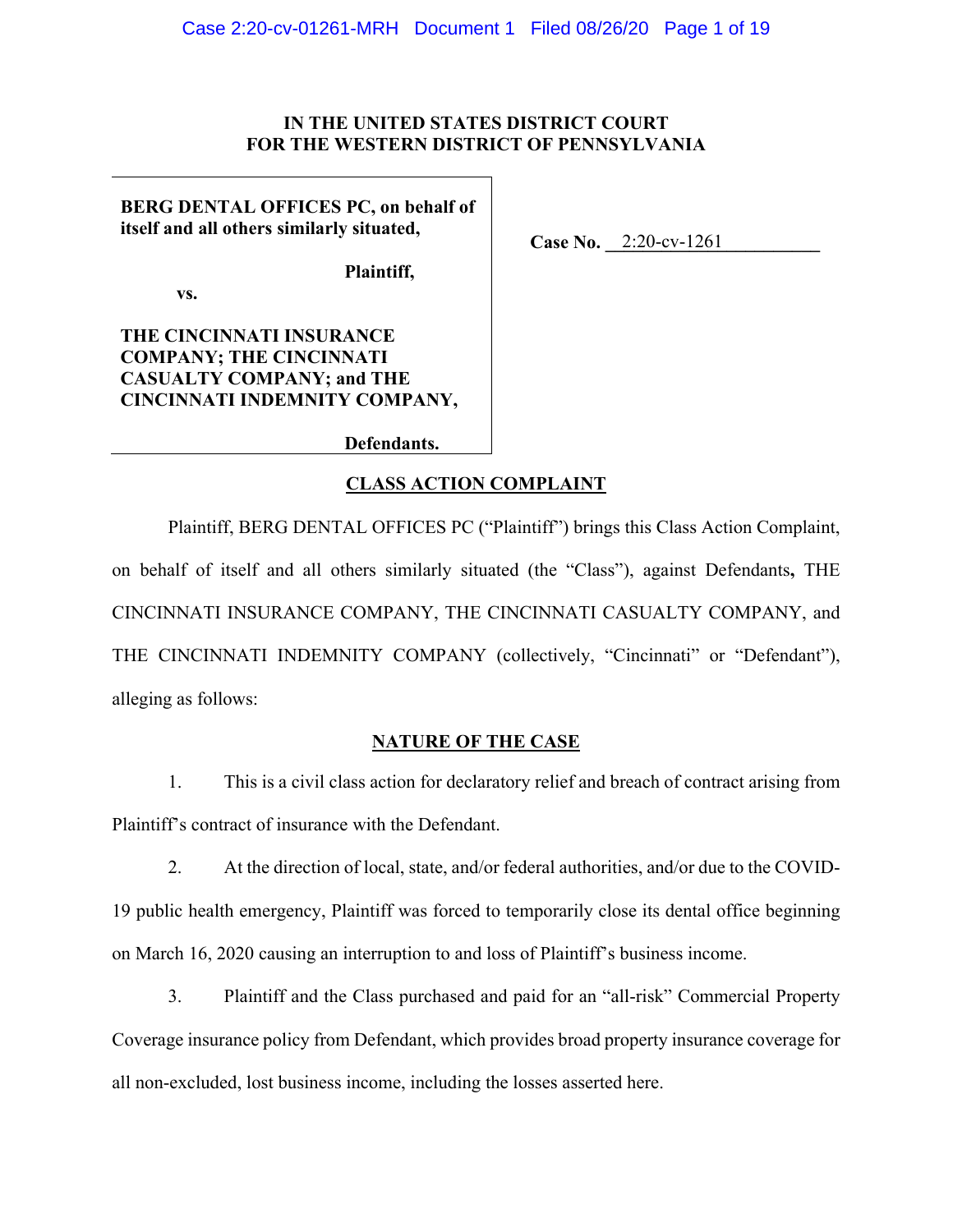**IN THE UNITED STATES DISTRICT COURT**
**FOR THE WESTERN DISTRICT OF PENNSYLVANIA**

| | |
|---|---|
| **BERG DENTAL OFFICES PC, on behalf of itself and all others similarly situated,**<br><br>**Plaintiff,**<br><br>**vs.**<br><br>**THE CINCINNATI INSURANCE COMPANY; THE CINCINNATI CASUALTY COMPANY; and THE CINCINNATI INDEMNITY COMPANY,**<br><br>**Defendants.** | **Case No.** 2:20-cv-1261 |

## CLASS ACTION COMPLAINT

Plaintiff, BERG DENTAL OFFICES PC ("Plaintiff") brings this Class Action Complaint, on behalf of itself and all others similarly situated (the "Class"), against Defendants**,** THE CINCINNATI INSURANCE COMPANY, THE CINCINNATI CASUALTY COMPANY, and THE CINCINNATI INDEMNITY COMPANY (collectively, "Cincinnati" or "Defendant"), alleging as follows:

## NATURE OF THE CASE

1. This is a civil class action for declaratory relief and breach of contract arising from Plaintiff's contract of insurance with the Defendant.

2. At the direction of local, state, and/or federal authorities, and/or due to the COVID-19 public health emergency, Plaintiff was forced to temporarily close its dental office beginning on March 16, 2020 causing an interruption to and loss of Plaintiff's business income.

3. Plaintiff and the Class purchased and paid for an "all-risk" Commercial Property Coverage insurance policy from Defendant, which provides broad property insurance coverage for all non-excluded, lost business income, including the losses asserted here.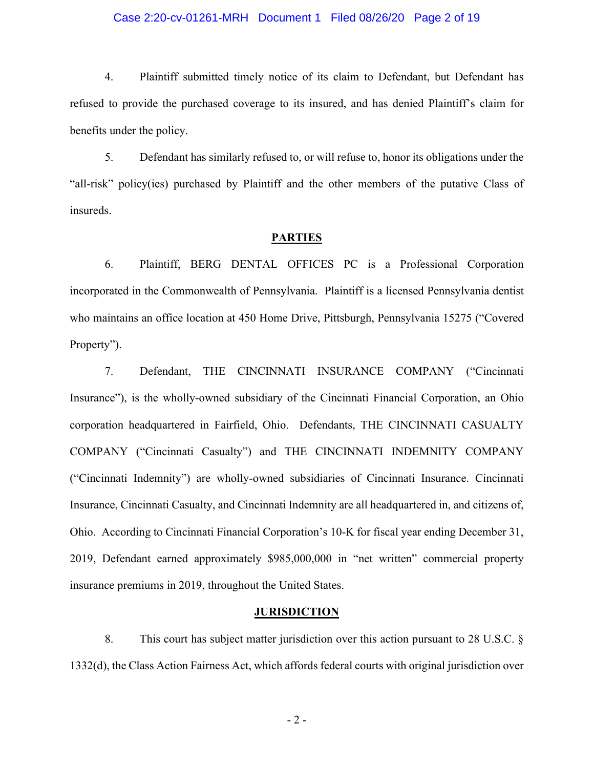4. Plaintiff submitted timely notice of its claim to Defendant, but Defendant has refused to provide the purchased coverage to its insured, and has denied Plaintiff's claim for benefits under the policy.

5. Defendant has similarly refused to, or will refuse to, honor its obligations under the "all-risk" policy(ies) purchased by Plaintiff and the other members of the putative Class of insureds.

## PARTIES

6. Plaintiff, BERG DENTAL OFFICES PC is a Professional Corporation incorporated in the Commonwealth of Pennsylvania. Plaintiff is a licensed Pennsylvania dentist who maintains an office location at 450 Home Drive, Pittsburgh, Pennsylvania 15275 ("Covered Property").

7. Defendant, THE CINCINNATI INSURANCE COMPANY ("Cincinnati Insurance"), is the wholly-owned subsidiary of the Cincinnati Financial Corporation, an Ohio corporation headquartered in Fairfield, Ohio. Defendants, THE CINCINNATI CASUALTY COMPANY ("Cincinnati Casualty") and THE CINCINNATI INDEMNITY COMPANY ("Cincinnati Indemnity") are wholly-owned subsidiaries of Cincinnati Insurance. Cincinnati Insurance, Cincinnati Casualty, and Cincinnati Indemnity are all headquartered in, and citizens of, Ohio. According to Cincinnati Financial Corporation's 10-K for fiscal year ending December 31, 2019, Defendant earned approximately $985,000,000 in "net written" commercial property insurance premiums in 2019, throughout the United States.

## JURISDICTION

8. This court has subject matter jurisdiction over this action pursuant to 28 U.S.C. § 1332(d), the Class Action Fairness Act, which affords federal courts with original jurisdiction over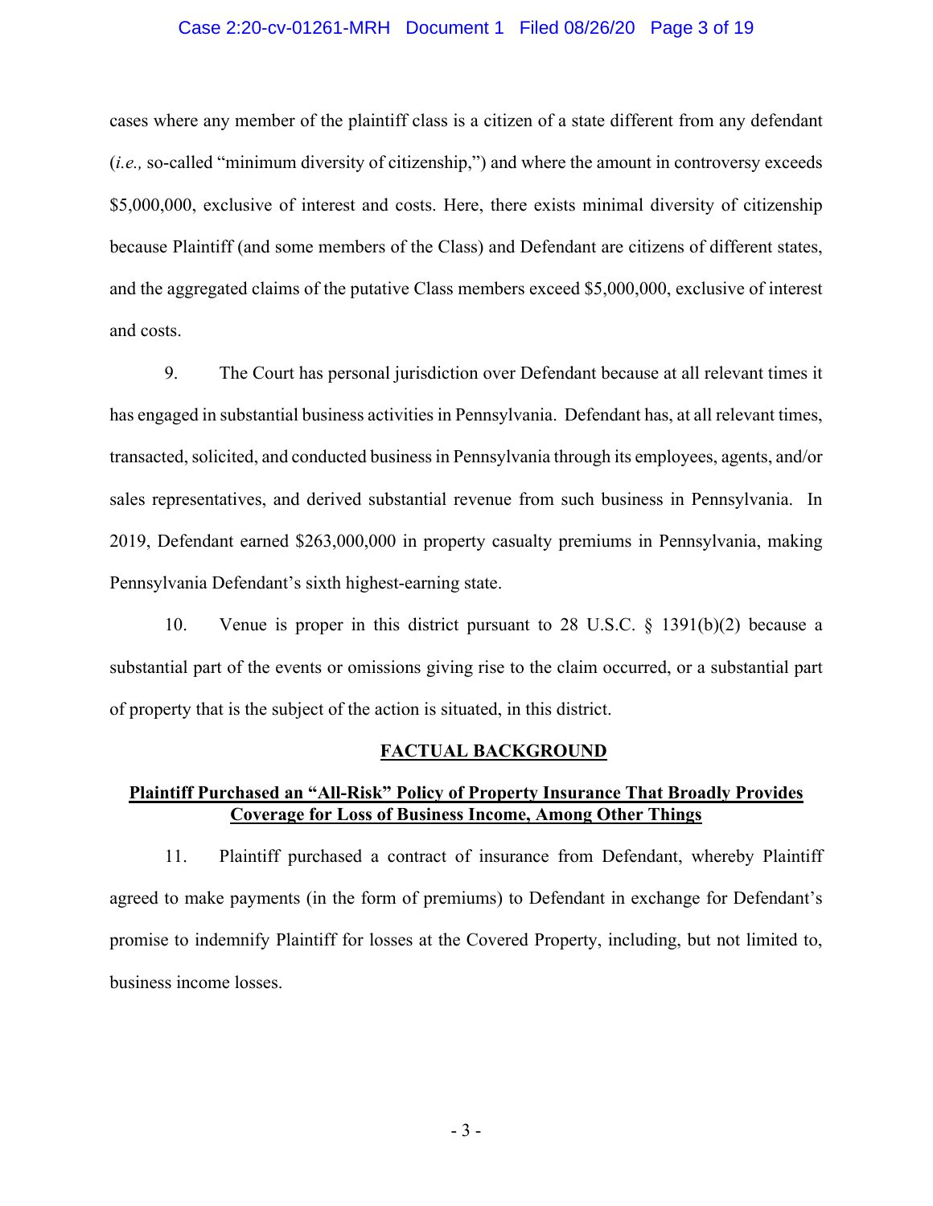cases where any member of the plaintiff class is a citizen of a state different from any defendant (*i.e.,* so-called "minimum diversity of citizenship,") and where the amount in controversy exceeds $5,000,000, exclusive of interest and costs. Here, there exists minimal diversity of citizenship because Plaintiff (and some members of the Class) and Defendant are citizens of different states, and the aggregated claims of the putative Class members exceed $5,000,000, exclusive of interest and costs.

9. The Court has personal jurisdiction over Defendant because at all relevant times it has engaged in substantial business activities in Pennsylvania. Defendant has, at all relevant times, transacted, solicited, and conducted business in Pennsylvania through its employees, agents, and/or sales representatives, and derived substantial revenue from such business in Pennsylvania. In 2019, Defendant earned $263,000,000 in property casualty premiums in Pennsylvania, making Pennsylvania Defendant's sixth highest-earning state.

10. Venue is proper in this district pursuant to 28 U.S.C. § 1391(b)(2) because a substantial part of the events or omissions giving rise to the claim occurred, or a substantial part of property that is the subject of the action is situated, in this district.

## FACTUAL BACKGROUND

### Plaintiff Purchased an "All-Risk" Policy of Property Insurance That Broadly Provides Coverage for Loss of Business Income, Among Other Things

11. Plaintiff purchased a contract of insurance from Defendant, whereby Plaintiff agreed to make payments (in the form of premiums) to Defendant in exchange for Defendant's promise to indemnify Plaintiff for losses at the Covered Property, including, but not limited to, business income losses.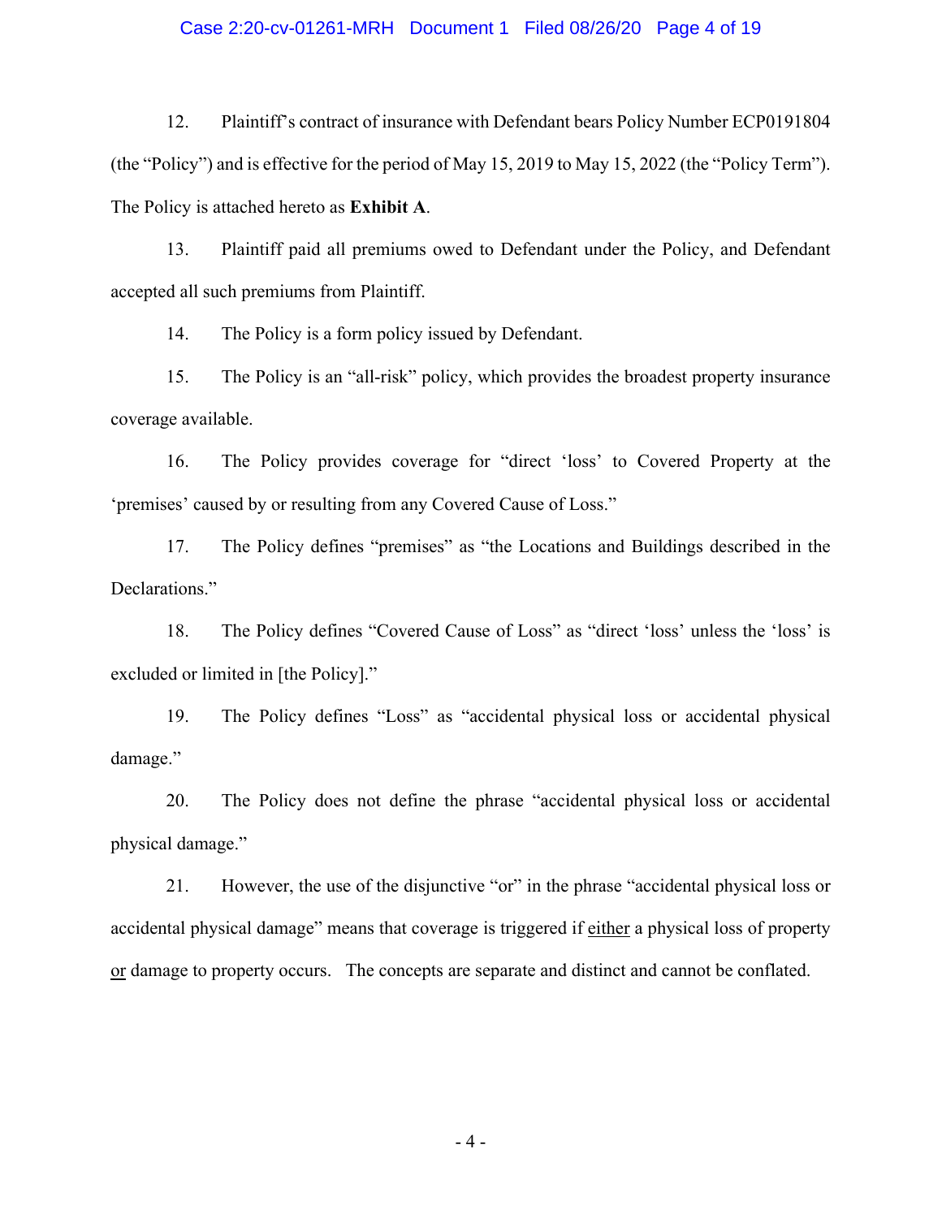12. Plaintiff's contract of insurance with Defendant bears Policy Number ECP0191804 (the "Policy") and is effective for the period of May 15, 2019 to May 15, 2022 (the "Policy Term"). The Policy is attached hereto as **Exhibit A**.

13. Plaintiff paid all premiums owed to Defendant under the Policy, and Defendant accepted all such premiums from Plaintiff.

14. The Policy is a form policy issued by Defendant.

15. The Policy is an "all-risk" policy, which provides the broadest property insurance coverage available.

16. The Policy provides coverage for "direct 'loss' to Covered Property at the 'premises' caused by or resulting from any Covered Cause of Loss."

17. The Policy defines "premises" as "the Locations and Buildings described in the Declarations."

18. The Policy defines "Covered Cause of Loss" as "direct 'loss' unless the 'loss' is excluded or limited in [the Policy]."

19. The Policy defines "Loss" as "accidental physical loss or accidental physical damage."

20. The Policy does not define the phrase "accidental physical loss or accidental physical damage."

21. However, the use of the disjunctive "or" in the phrase "accidental physical loss or accidental physical damage" means that coverage is triggered if <u>either</u> a physical loss of property <u>or</u> damage to property occurs. The concepts are separate and distinct and cannot be conflated.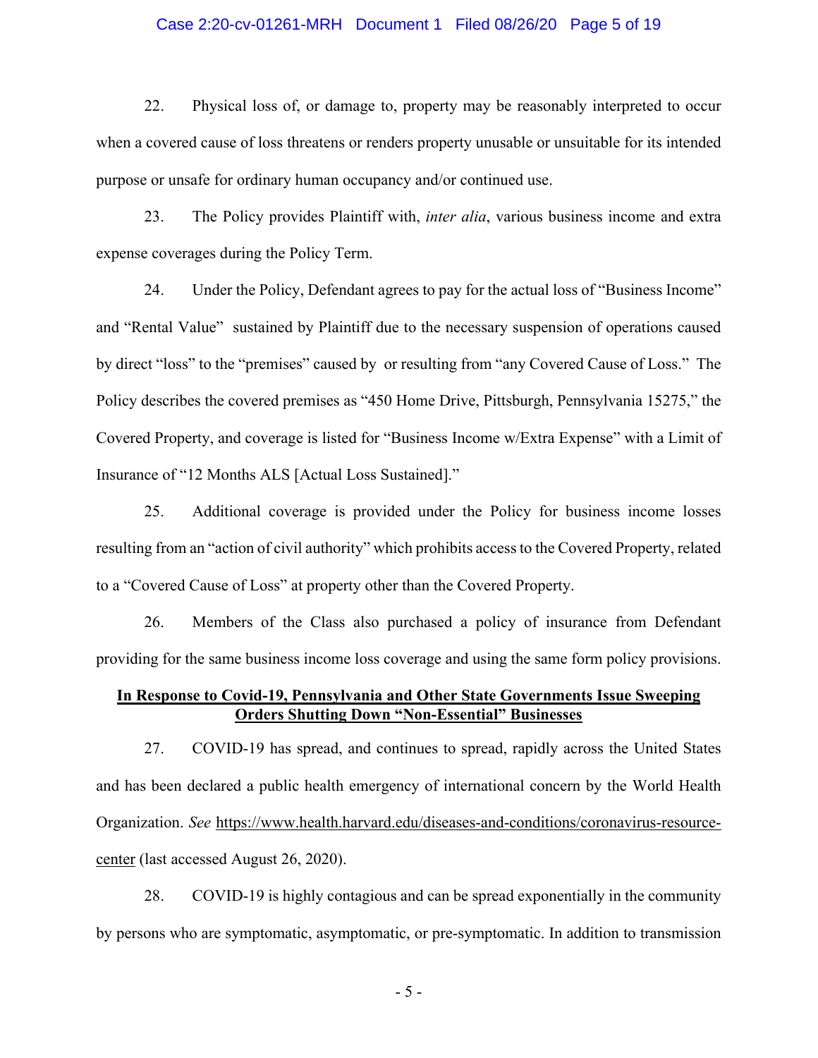22. Physical loss of, or damage to, property may be reasonably interpreted to occur when a covered cause of loss threatens or renders property unusable or unsuitable for its intended purpose or unsafe for ordinary human occupancy and/or continued use.

23. The Policy provides Plaintiff with, *inter alia*, various business income and extra expense coverages during the Policy Term.

24. Under the Policy, Defendant agrees to pay for the actual loss of "Business Income" and "Rental Value" sustained by Plaintiff due to the necessary suspension of operations caused by direct "loss" to the "premises" caused by or resulting from "any Covered Cause of Loss." The Policy describes the covered premises as "450 Home Drive, Pittsburgh, Pennsylvania 15275," the Covered Property, and coverage is listed for "Business Income w/Extra Expense" with a Limit of Insurance of "12 Months ALS [Actual Loss Sustained]."

25. Additional coverage is provided under the Policy for business income losses resulting from an "action of civil authority" which prohibits access to the Covered Property, related to a "Covered Cause of Loss" at property other than the Covered Property.

26. Members of the Class also purchased a policy of insurance from Defendant providing for the same business income loss coverage and using the same form policy provisions.

**<u>In Response to Covid-19, Pennsylvania and Other State Governments Issue Sweeping Orders Shutting Down "Non-Essential" Businesses</u>**

27. COVID-19 has spread, and continues to spread, rapidly across the United States and has been declared a public health emergency of international concern by the World Health Organization. *See* https://www.health.harvard.edu/diseases-and-conditions/coronavirus-resource-center (last accessed August 26, 2020).

28. COVID-19 is highly contagious and can be spread exponentially in the community by persons who are symptomatic, asymptomatic, or pre-symptomatic. In addition to transmission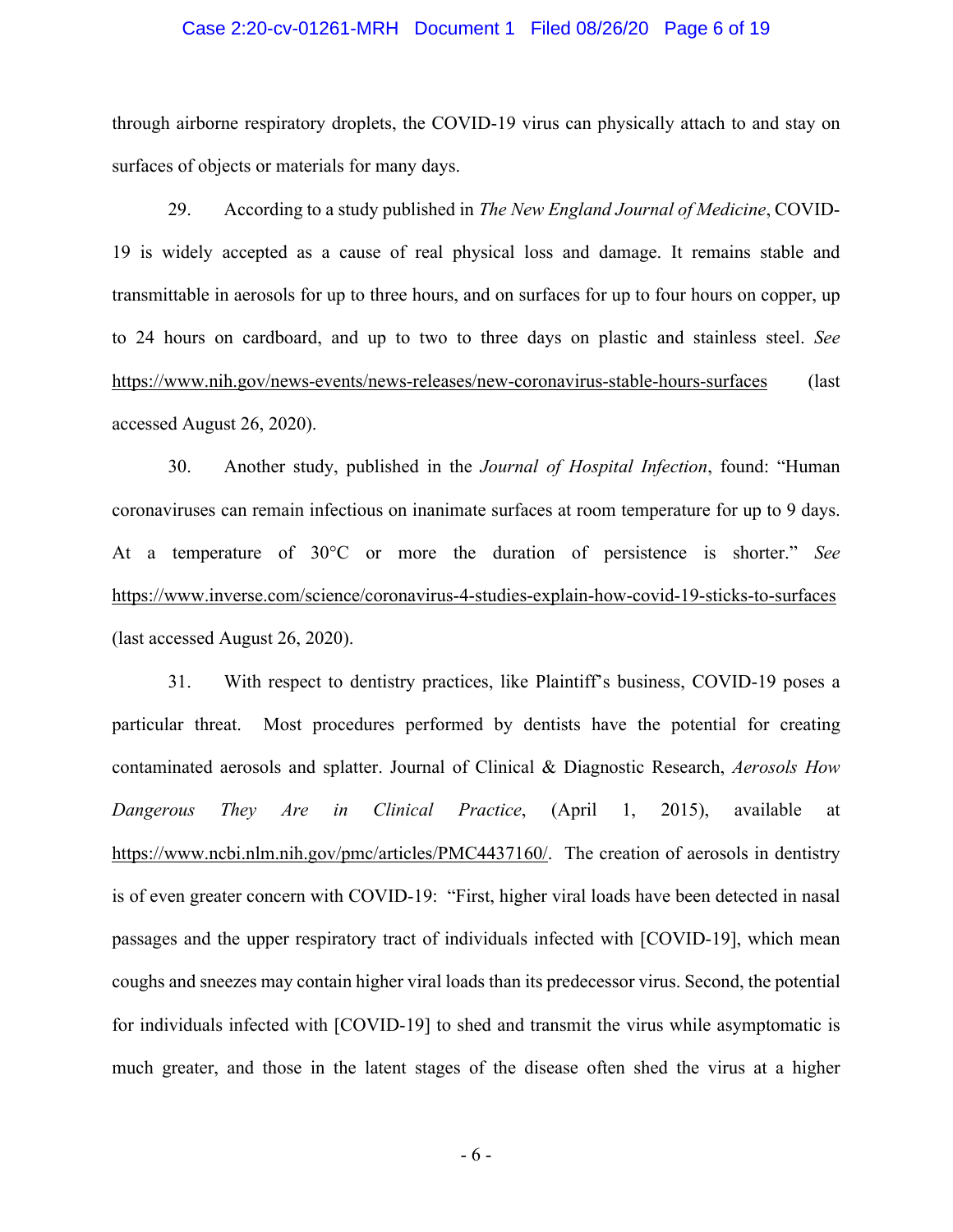through airborne respiratory droplets, the COVID-19 virus can physically attach to and stay on surfaces of objects or materials for many days.

29. According to a study published in *The New England Journal of Medicine*, COVID-19 is widely accepted as a cause of real physical loss and damage. It remains stable and transmittable in aerosols for up to three hours, and on surfaces for up to four hours on copper, up to 24 hours on cardboard, and up to two to three days on plastic and stainless steel. *See* https://www.nih.gov/news-events/news-releases/new-coronavirus-stable-hours-surfaces (last accessed August 26, 2020).

30. Another study, published in the *Journal of Hospital Infection*, found: "Human coronaviruses can remain infectious on inanimate surfaces at room temperature for up to 9 days. At a temperature of 30°C or more the duration of persistence is shorter." *See* https://www.inverse.com/science/coronavirus-4-studies-explain-how-covid-19-sticks-to-surfaces (last accessed August 26, 2020).

31. With respect to dentistry practices, like Plaintiff's business, COVID-19 poses a particular threat. Most procedures performed by dentists have the potential for creating contaminated aerosols and splatter. Journal of Clinical & Diagnostic Research, *Aerosols How Dangerous They Are in Clinical Practice*, (April 1, 2015), available at https://www.ncbi.nlm.nih.gov/pmc/articles/PMC4437160/. The creation of aerosols in dentistry is of even greater concern with COVID-19: "First, higher viral loads have been detected in nasal passages and the upper respiratory tract of individuals infected with [COVID-19], which mean coughs and sneezes may contain higher viral loads than its predecessor virus. Second, the potential for individuals infected with [COVID-19] to shed and transmit the virus while asymptomatic is much greater, and those in the latent stages of the disease often shed the virus at a higher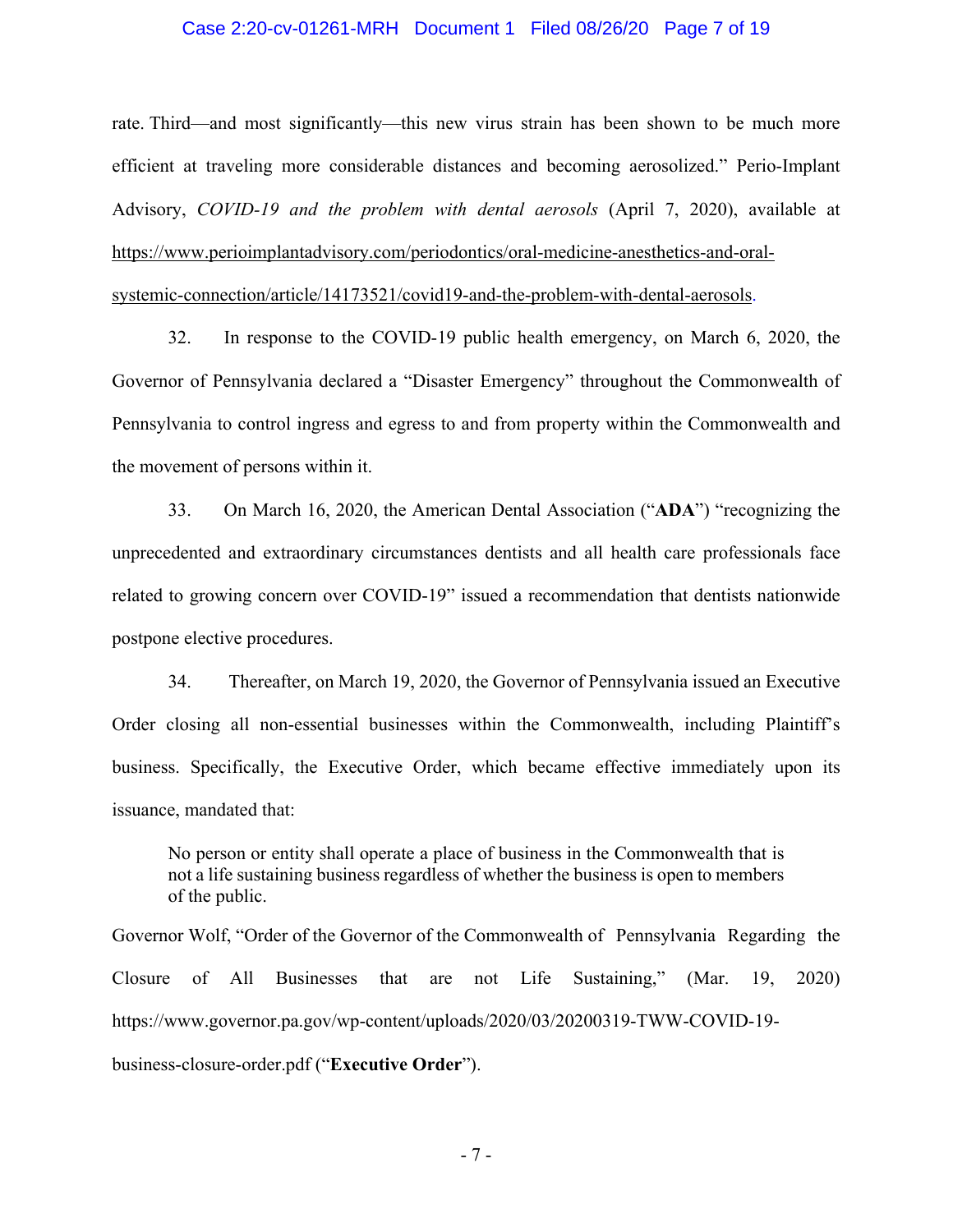rate. Third—and most significantly—this new virus strain has been shown to be much more efficient at traveling more considerable distances and becoming aerosolized." Perio-Implant Advisory, *COVID-19 and the problem with dental aerosols* (April 7, 2020), available at https://www.perioimplantadvisory.com/periodontics/oral-medicine-anesthetics-and-oral-systemic-connection/article/14173521/covid19-and-the-problem-with-dental-aerosols.

32. In response to the COVID-19 public health emergency, on March 6, 2020, the Governor of Pennsylvania declared a "Disaster Emergency" throughout the Commonwealth of Pennsylvania to control ingress and egress to and from property within the Commonwealth and the movement of persons within it.

33. On March 16, 2020, the American Dental Association ("**ADA**") "recognizing the unprecedented and extraordinary circumstances dentists and all health care professionals face related to growing concern over COVID-19" issued a recommendation that dentists nationwide postpone elective procedures.

34. Thereafter, on March 19, 2020, the Governor of Pennsylvania issued an Executive Order closing all non-essential businesses within the Commonwealth, including Plaintiff's business. Specifically, the Executive Order, which became effective immediately upon its issuance, mandated that:

> No person or entity shall operate a place of business in the Commonwealth that is not a life sustaining business regardless of whether the business is open to members of the public.

Governor Wolf, "Order of the Governor of the Commonwealth of Pennsylvania Regarding the Closure of All Businesses that are not Life Sustaining," (Mar. 19, 2020) https://www.governor.pa.gov/wp-content/uploads/2020/03/20200319-TWW-COVID-19-business-closure-order.pdf ("**Executive Order**").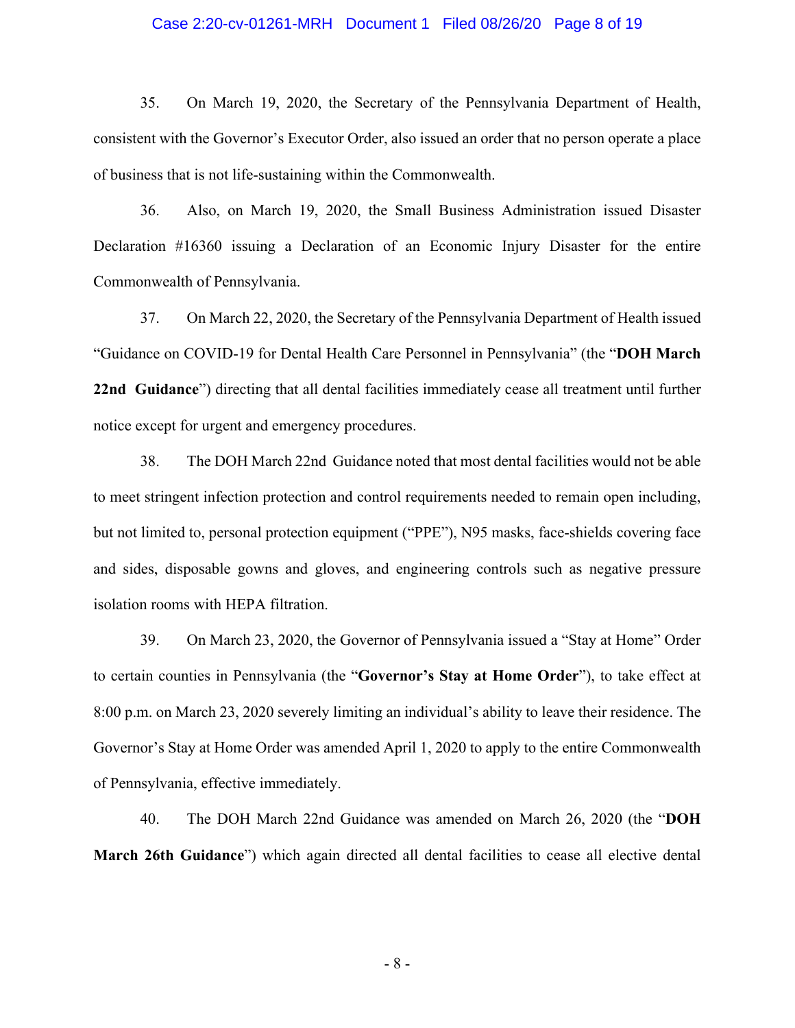35. On March 19, 2020, the Secretary of the Pennsylvania Department of Health, consistent with the Governor's Executor Order, also issued an order that no person operate a place of business that is not life-sustaining within the Commonwealth.

36. Also, on March 19, 2020, the Small Business Administration issued Disaster Declaration #16360 issuing a Declaration of an Economic Injury Disaster for the entire Commonwealth of Pennsylvania.

37. On March 22, 2020, the Secretary of the Pennsylvania Department of Health issued "Guidance on COVID-19 for Dental Health Care Personnel in Pennsylvania" (the "**DOH March 22nd Guidance**") directing that all dental facilities immediately cease all treatment until further notice except for urgent and emergency procedures.

38. The DOH March 22nd Guidance noted that most dental facilities would not be able to meet stringent infection protection and control requirements needed to remain open including, but not limited to, personal protection equipment ("PPE"), N95 masks, face-shields covering face and sides, disposable gowns and gloves, and engineering controls such as negative pressure isolation rooms with HEPA filtration.

39. On March 23, 2020, the Governor of Pennsylvania issued a "Stay at Home" Order to certain counties in Pennsylvania (the "**Governor's Stay at Home Order**"), to take effect at 8:00 p.m. on March 23, 2020 severely limiting an individual's ability to leave their residence. The Governor's Stay at Home Order was amended April 1, 2020 to apply to the entire Commonwealth of Pennsylvania, effective immediately.

40. The DOH March 22nd Guidance was amended on March 26, 2020 (the "**DOH March 26th Guidance**") which again directed all dental facilities to cease all elective dental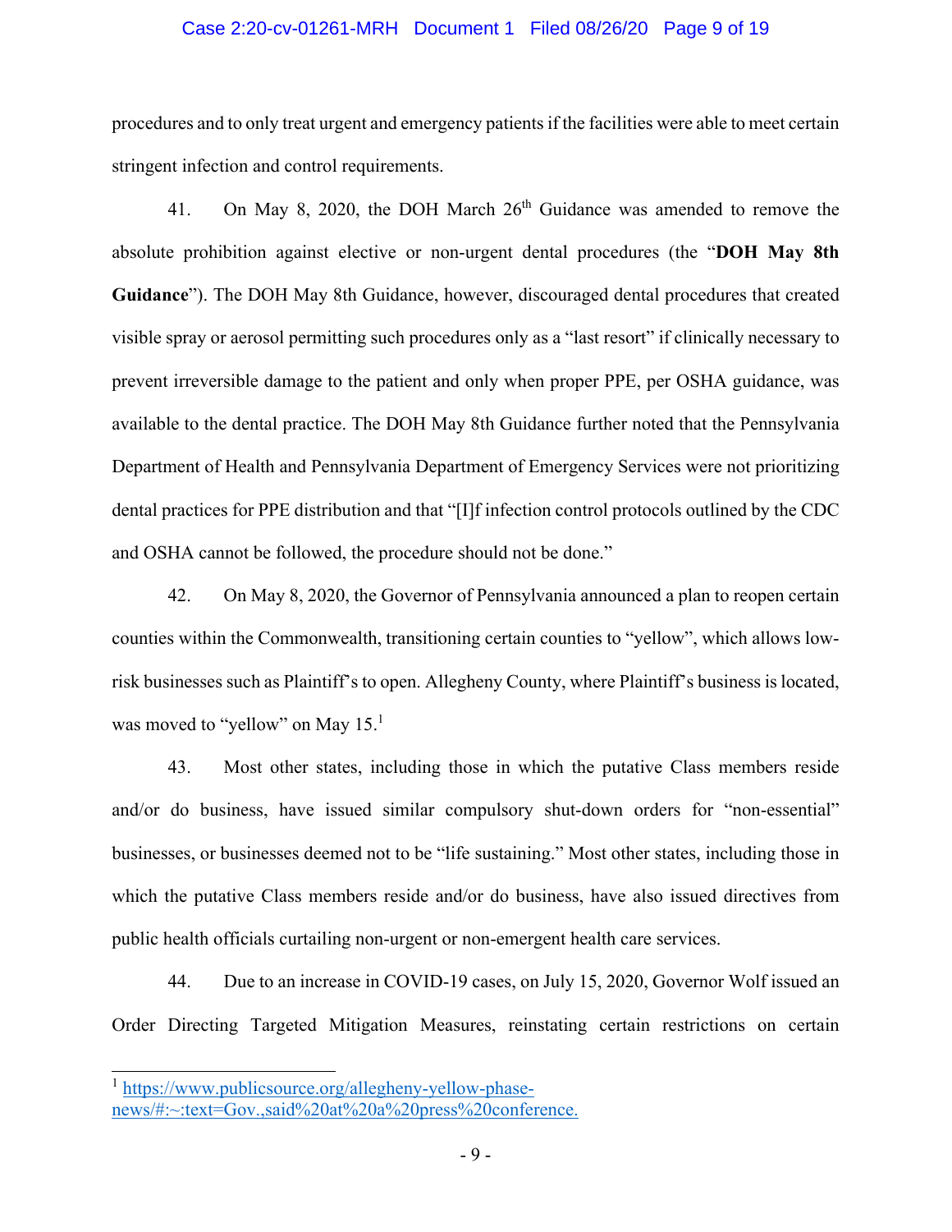procedures and to only treat urgent and emergency patients if the facilities were able to meet certain stringent infection and control requirements.

41. On May 8, 2020, the DOH March 26th Guidance was amended to remove the absolute prohibition against elective or non-urgent dental procedures (the "**DOH May 8th Guidance**"). The DOH May 8th Guidance, however, discouraged dental procedures that created visible spray or aerosol permitting such procedures only as a "last resort" if clinically necessary to prevent irreversible damage to the patient and only when proper PPE, per OSHA guidance, was available to the dental practice. The DOH May 8th Guidance further noted that the Pennsylvania Department of Health and Pennsylvania Department of Emergency Services were not prioritizing dental practices for PPE distribution and that "[I]f infection control protocols outlined by the CDC and OSHA cannot be followed, the procedure should not be done."

42. On May 8, 2020, the Governor of Pennsylvania announced a plan to reopen certain counties within the Commonwealth, transitioning certain counties to "yellow", which allows low-risk businesses such as Plaintiff's to open. Allegheny County, where Plaintiff's business is located, was moved to "yellow" on May 15.[1]

43. Most other states, including those in which the putative Class members reside and/or do business, have issued similar compulsory shut-down orders for "non-essential" businesses, or businesses deemed not to be "life sustaining." Most other states, including those in which the putative Class members reside and/or do business, have also issued directives from public health officials curtailing non-urgent or non-emergent health care services.

44. Due to an increase in COVID-19 cases, on July 15, 2020, Governor Wolf issued an Order Directing Targeted Mitigation Measures, reinstating certain restrictions on certain

[1] https://www.publicsource.org/allegheny-yellow-phase-news/#:~:text=Gov.,said%20at%20a%20press%20conference.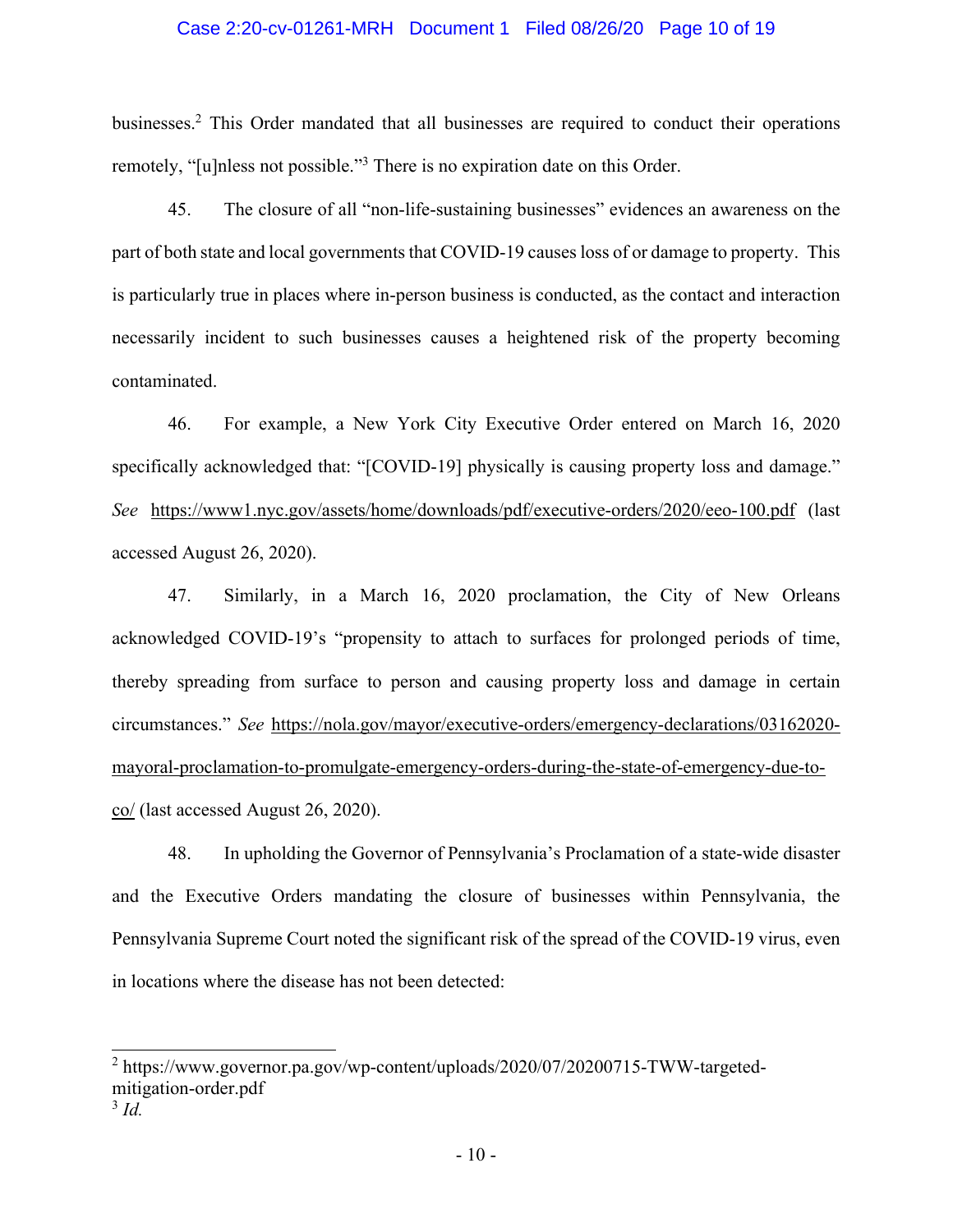businesses.[2] This Order mandated that all businesses are required to conduct their operations remotely, "[u]nless not possible."[3] There is no expiration date on this Order.

45. The closure of all "non-life-sustaining businesses" evidences an awareness on the part of both state and local governments that COVID-19 causes loss of or damage to property. This is particularly true in places where in-person business is conducted, as the contact and interaction necessarily incident to such businesses causes a heightened risk of the property becoming contaminated.

46. For example, a New York City Executive Order entered on March 16, 2020 specifically acknowledged that: "[COVID-19] physically is causing property loss and damage." *See* https://www1.nyc.gov/assets/home/downloads/pdf/executive-orders/2020/eeo-100.pdf (last accessed August 26, 2020).

47. Similarly, in a March 16, 2020 proclamation, the City of New Orleans acknowledged COVID-19's "propensity to attach to surfaces for prolonged periods of time, thereby spreading from surface to person and causing property loss and damage in certain circumstances." *See* https://nola.gov/mayor/executive-orders/emergency-declarations/03162020-mayoral-proclamation-to-promulgate-emergency-orders-during-the-state-of-emergency-due-to-co/ (last accessed August 26, 2020).

48. In upholding the Governor of Pennsylvania's Proclamation of a state-wide disaster and the Executive Orders mandating the closure of businesses within Pennsylvania, the Pennsylvania Supreme Court noted the significant risk of the spread of the COVID-19 virus, even in locations where the disease has not been detected:

---

[2] https://www.governor.pa.gov/wp-content/uploads/2020/07/20200715-TWW-targeted-mitigation-order.pdf

[3] *Id.*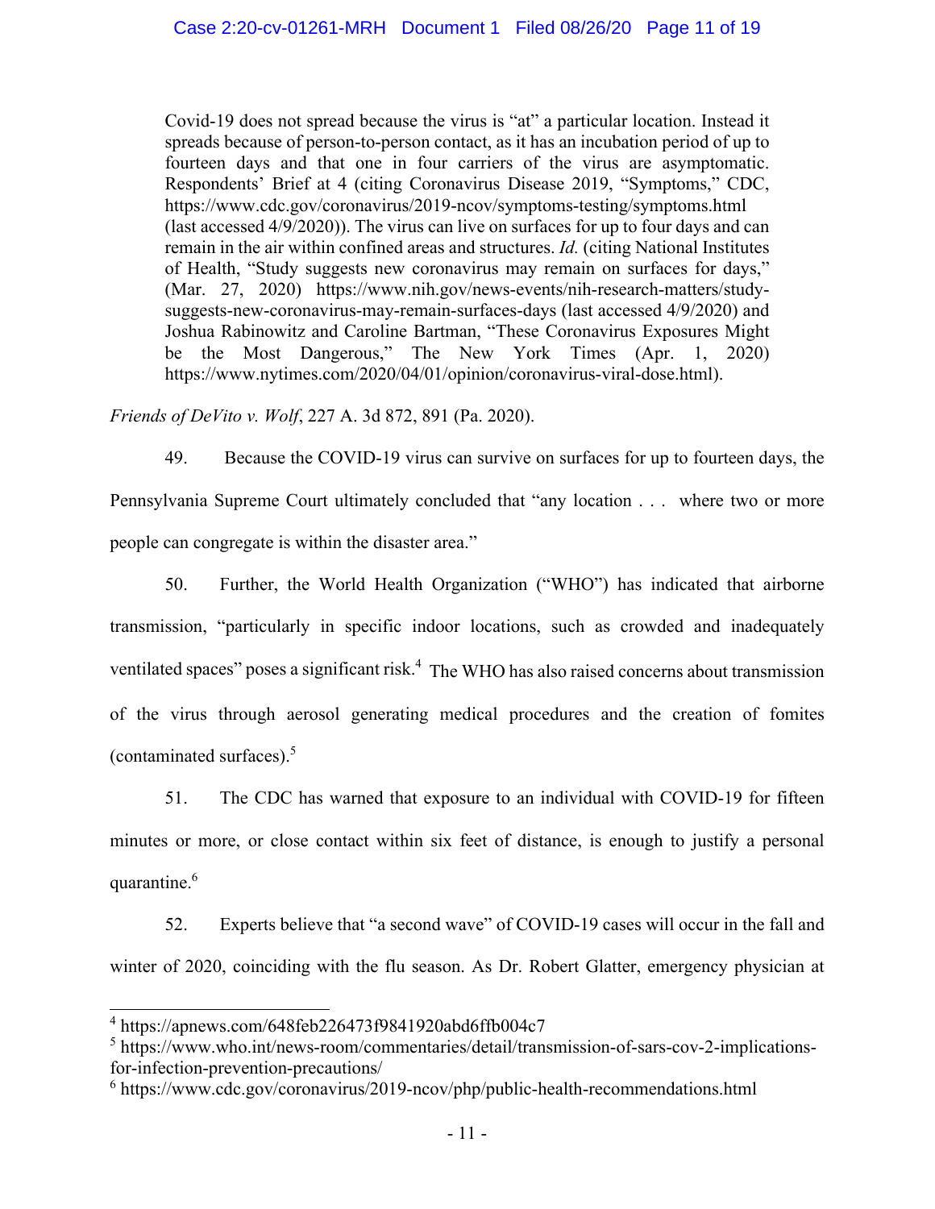> Covid-19 does not spread because the virus is "at" a particular location. Instead it spreads because of person-to-person contact, as it has an incubation period of up to fourteen days and that one in four carriers of the virus are asymptomatic. Respondents' Brief at 4 (citing Coronavirus Disease 2019, "Symptoms," CDC, https://www.cdc.gov/coronavirus/2019-ncov/symptoms-testing/symptoms.html (last accessed 4/9/2020)). The virus can live on surfaces for up to four days and can remain in the air within confined areas and structures. *Id.* (citing National Institutes of Health, "Study suggests new coronavirus may remain on surfaces for days," (Mar. 27, 2020) https://www.nih.gov/news-events/nih-research-matters/study-suggests-new-coronavirus-may-remain-surfaces-days (last accessed 4/9/2020) and Joshua Rabinowitz and Caroline Bartman, "These Coronavirus Exposures Might be the Most Dangerous," The New York Times (Apr. 1, 2020) https://www.nytimes.com/2020/04/01/opinion/coronavirus-viral-dose.html).

*Friends of DeVito v. Wolf*, 227 A. 3d 872, 891 (Pa. 2020).

49. Because the COVID-19 virus can survive on surfaces for up to fourteen days, the Pennsylvania Supreme Court ultimately concluded that "any location . . . where two or more people can congregate is within the disaster area."

50. Further, the World Health Organization ("WHO") has indicated that airborne transmission, "particularly in specific indoor locations, such as crowded and inadequately ventilated spaces" poses a significant risk.[4] The WHO has also raised concerns about transmission of the virus through aerosol generating medical procedures and the creation of fomites (contaminated surfaces).[5]

51. The CDC has warned that exposure to an individual with COVID-19 for fifteen minutes or more, or close contact within six feet of distance, is enough to justify a personal quarantine.[6]

52. Experts believe that "a second wave" of COVID-19 cases will occur in the fall and winter of 2020, coinciding with the flu season. As Dr. Robert Glatter, emergency physician at

---

[4] https://apnews.com/648feb226473f9841920abd6ffb004c7

[5] https://www.who.int/news-room/commentaries/detail/transmission-of-sars-cov-2-implications-for-infection-prevention-precautions/

[6] https://www.cdc.gov/coronavirus/2019-ncov/php/public-health-recommendations.html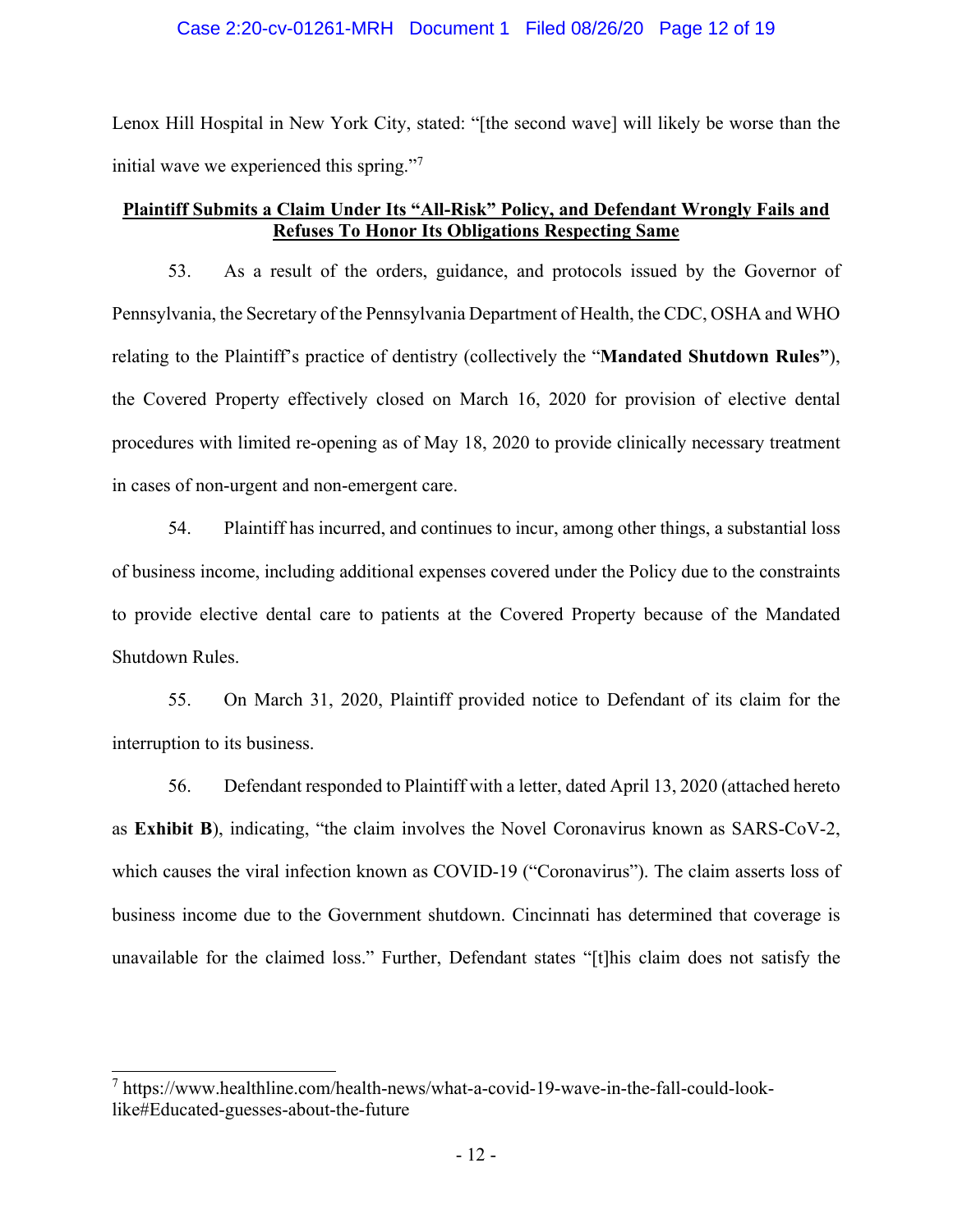Lenox Hill Hospital in New York City, stated: "[the second wave] will likely be worse than the initial wave we experienced this spring."[7]

**Plaintiff Submits a Claim Under Its "All-Risk" Policy, and Defendant Wrongly Fails and Refuses To Honor Its Obligations Respecting Same**

53. As a result of the orders, guidance, and protocols issued by the Governor of Pennsylvania, the Secretary of the Pennsylvania Department of Health, the CDC, OSHA and WHO relating to the Plaintiff's practice of dentistry (collectively the "**Mandated Shutdown Rules"**), the Covered Property effectively closed on March 16, 2020 for provision of elective dental procedures with limited re-opening as of May 18, 2020 to provide clinically necessary treatment in cases of non-urgent and non-emergent care.

54. Plaintiff has incurred, and continues to incur, among other things, a substantial loss of business income, including additional expenses covered under the Policy due to the constraints to provide elective dental care to patients at the Covered Property because of the Mandated Shutdown Rules.

55. On March 31, 2020, Plaintiff provided notice to Defendant of its claim for the interruption to its business.

56. Defendant responded to Plaintiff with a letter, dated April 13, 2020 (attached hereto as **Exhibit B**), indicating, "the claim involves the Novel Coronavirus known as SARS-CoV-2, which causes the viral infection known as COVID-19 ("Coronavirus"). The claim asserts loss of business income due to the Government shutdown. Cincinnati has determined that coverage is unavailable for the claimed loss." Further, Defendant states "[t]his claim does not satisfy the

---

[7] https://www.healthline.com/health-news/what-a-covid-19-wave-in-the-fall-could-look-like#Educated-guesses-about-the-future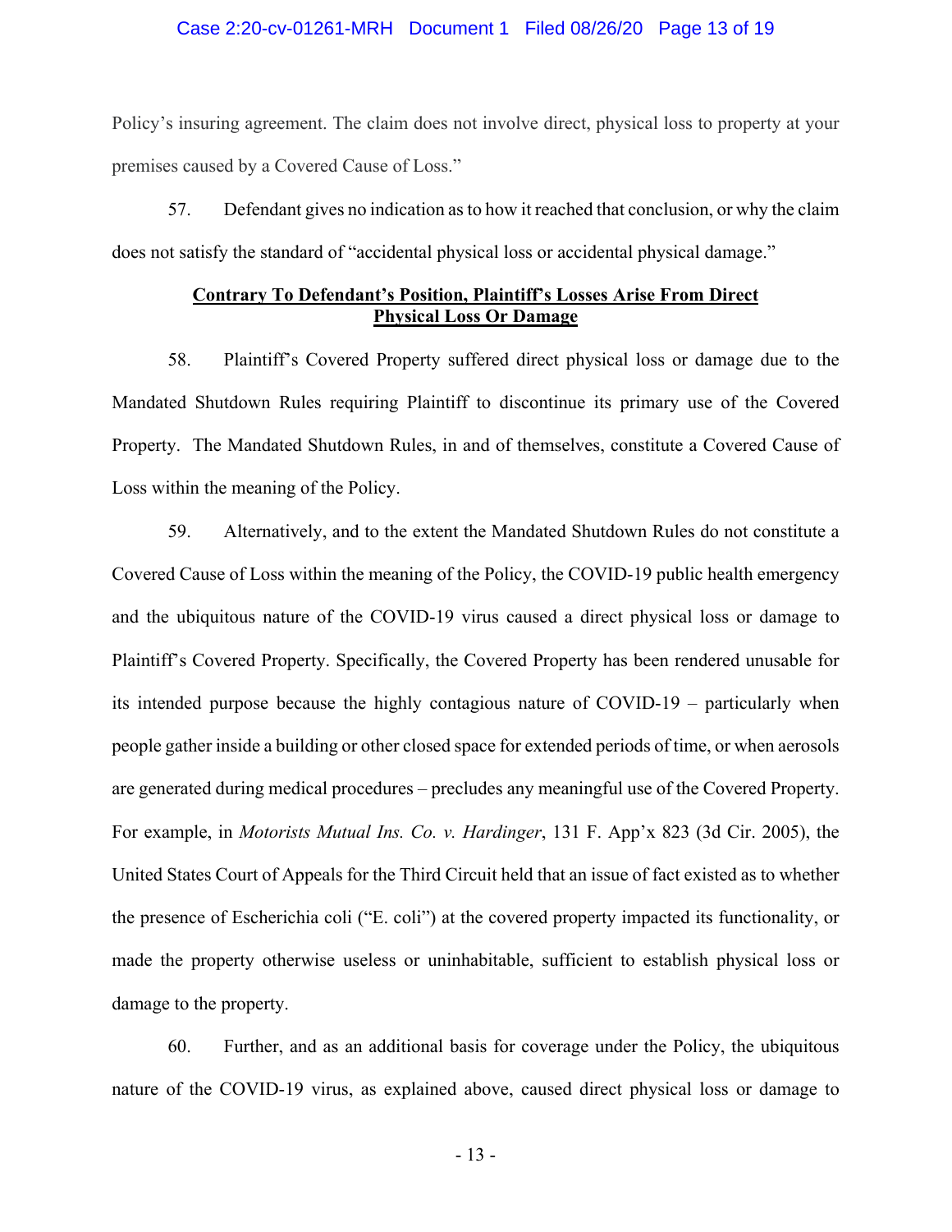Policy's insuring agreement. The claim does not involve direct, physical loss to property at your premises caused by a Covered Cause of Loss."

57. Defendant gives no indication as to how it reached that conclusion, or why the claim does not satisfy the standard of "accidental physical loss or accidental physical damage."

**<u>Contrary To Defendant's Position, Plaintiff's Losses Arise From Direct Physical Loss Or Damage</u>**

58. Plaintiff's Covered Property suffered direct physical loss or damage due to the Mandated Shutdown Rules requiring Plaintiff to discontinue its primary use of the Covered Property. The Mandated Shutdown Rules, in and of themselves, constitute a Covered Cause of Loss within the meaning of the Policy.

59. Alternatively, and to the extent the Mandated Shutdown Rules do not constitute a Covered Cause of Loss within the meaning of the Policy, the COVID-19 public health emergency and the ubiquitous nature of the COVID-19 virus caused a direct physical loss or damage to Plaintiff's Covered Property. Specifically, the Covered Property has been rendered unusable for its intended purpose because the highly contagious nature of COVID-19 – particularly when people gather inside a building or other closed space for extended periods of time, or when aerosols are generated during medical procedures – precludes any meaningful use of the Covered Property. For example, in *Motorists Mutual Ins. Co. v. Hardinger*, 131 F. App'x 823 (3d Cir. 2005), the United States Court of Appeals for the Third Circuit held that an issue of fact existed as to whether the presence of Escherichia coli ("E. coli") at the covered property impacted its functionality, or made the property otherwise useless or uninhabitable, sufficient to establish physical loss or damage to the property.

60. Further, and as an additional basis for coverage under the Policy, the ubiquitous nature of the COVID-19 virus, as explained above, caused direct physical loss or damage to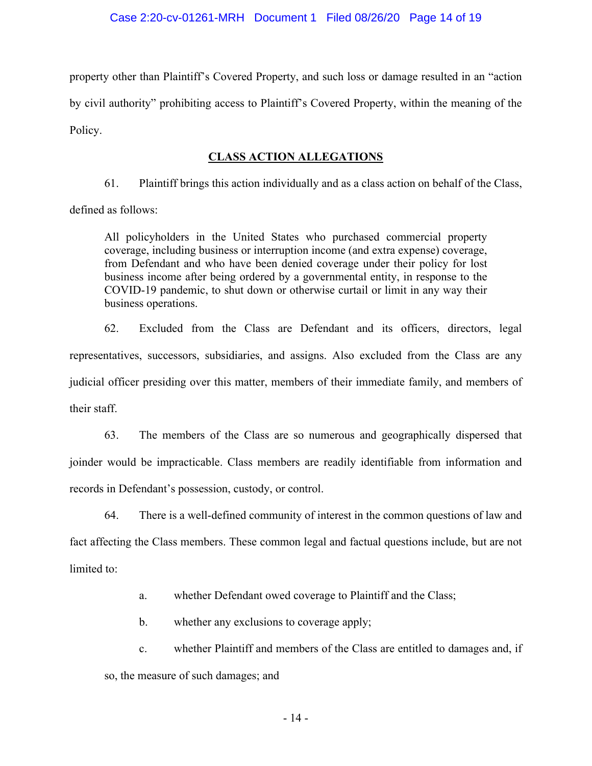property other than Plaintiff's Covered Property, and such loss or damage resulted in an "action by civil authority" prohibiting access to Plaintiff's Covered Property, within the meaning of the Policy.

## CLASS ACTION ALLEGATIONS

61. Plaintiff brings this action individually and as a class action on behalf of the Class, defined as follows:

> All policyholders in the United States who purchased commercial property coverage, including business or interruption income (and extra expense) coverage, from Defendant and who have been denied coverage under their policy for lost business income after being ordered by a governmental entity, in response to the COVID-19 pandemic, to shut down or otherwise curtail or limit in any way their business operations.

62. Excluded from the Class are Defendant and its officers, directors, legal representatives, successors, subsidiaries, and assigns. Also excluded from the Class are any judicial officer presiding over this matter, members of their immediate family, and members of their staff.

63. The members of the Class are so numerous and geographically dispersed that joinder would be impracticable. Class members are readily identifiable from information and records in Defendant's possession, custody, or control.

64. There is a well-defined community of interest in the common questions of law and fact affecting the Class members. These common legal and factual questions include, but are not limited to:

a. whether Defendant owed coverage to Plaintiff and the Class;

b. whether any exclusions to coverage apply;

c. whether Plaintiff and members of the Class are entitled to damages and, if so, the measure of such damages; and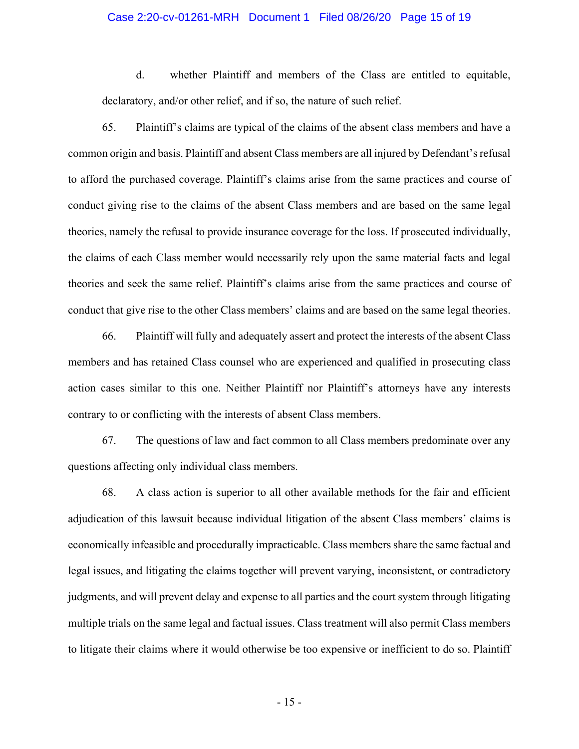d. whether Plaintiff and members of the Class are entitled to equitable, declaratory, and/or other relief, and if so, the nature of such relief.

65. Plaintiff's claims are typical of the claims of the absent class members and have a common origin and basis. Plaintiff and absent Class members are all injured by Defendant's refusal to afford the purchased coverage. Plaintiff's claims arise from the same practices and course of conduct giving rise to the claims of the absent Class members and are based on the same legal theories, namely the refusal to provide insurance coverage for the loss. If prosecuted individually, the claims of each Class member would necessarily rely upon the same material facts and legal theories and seek the same relief. Plaintiff's claims arise from the same practices and course of conduct that give rise to the other Class members' claims and are based on the same legal theories.

66. Plaintiff will fully and adequately assert and protect the interests of the absent Class members and has retained Class counsel who are experienced and qualified in prosecuting class action cases similar to this one. Neither Plaintiff nor Plaintiff's attorneys have any interests contrary to or conflicting with the interests of absent Class members.

67. The questions of law and fact common to all Class members predominate over any questions affecting only individual class members.

68. A class action is superior to all other available methods for the fair and efficient adjudication of this lawsuit because individual litigation of the absent Class members' claims is economically infeasible and procedurally impracticable. Class members share the same factual and legal issues, and litigating the claims together will prevent varying, inconsistent, or contradictory judgments, and will prevent delay and expense to all parties and the court system through litigating multiple trials on the same legal and factual issues. Class treatment will also permit Class members to litigate their claims where it would otherwise be too expensive or inefficient to do so. Plaintiff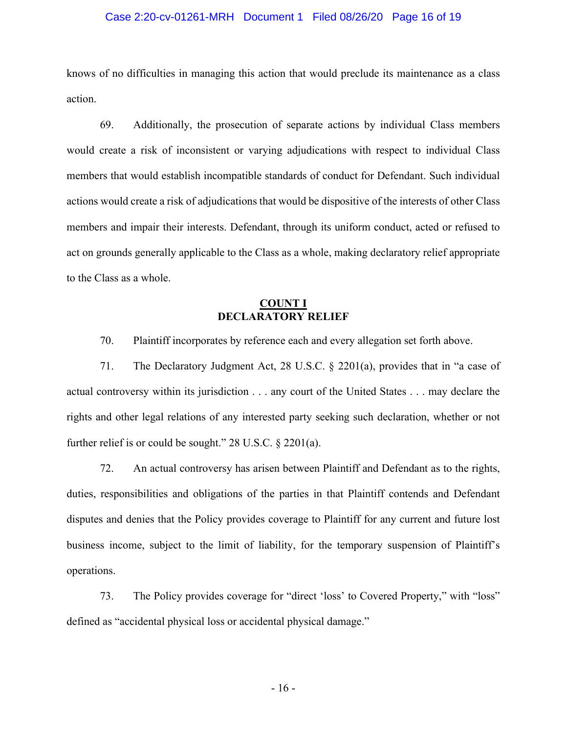knows of no difficulties in managing this action that would preclude its maintenance as a class action.

69. Additionally, the prosecution of separate actions by individual Class members would create a risk of inconsistent or varying adjudications with respect to individual Class members that would establish incompatible standards of conduct for Defendant. Such individual actions would create a risk of adjudications that would be dispositive of the interests of other Class members and impair their interests. Defendant, through its uniform conduct, acted or refused to act on grounds generally applicable to the Class as a whole, making declaratory relief appropriate to the Class as a whole.

## COUNT I
## DECLARATORY RELIEF

70. Plaintiff incorporates by reference each and every allegation set forth above.

71. The Declaratory Judgment Act, 28 U.S.C. § 2201(a), provides that in "a case of actual controversy within its jurisdiction . . . any court of the United States . . . may declare the rights and other legal relations of any interested party seeking such declaration, whether or not further relief is or could be sought." 28 U.S.C. § 2201(a).

72. An actual controversy has arisen between Plaintiff and Defendant as to the rights, duties, responsibilities and obligations of the parties in that Plaintiff contends and Defendant disputes and denies that the Policy provides coverage to Plaintiff for any current and future lost business income, subject to the limit of liability, for the temporary suspension of Plaintiff's operations.

73. The Policy provides coverage for "direct 'loss' to Covered Property," with "loss" defined as "accidental physical loss or accidental physical damage."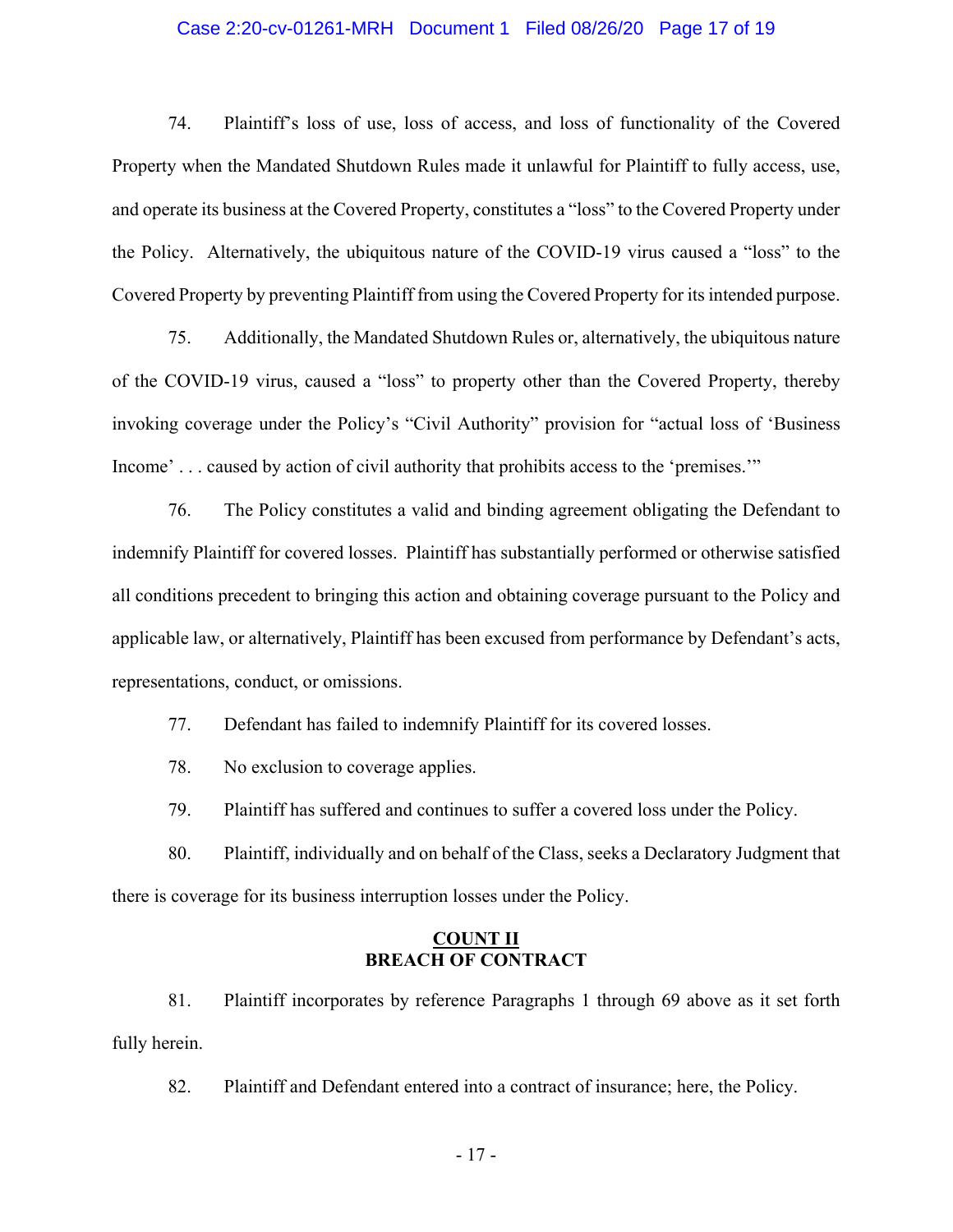74. Plaintiff's loss of use, loss of access, and loss of functionality of the Covered Property when the Mandated Shutdown Rules made it unlawful for Plaintiff to fully access, use, and operate its business at the Covered Property, constitutes a "loss" to the Covered Property under the Policy. Alternatively, the ubiquitous nature of the COVID-19 virus caused a "loss" to the Covered Property by preventing Plaintiff from using the Covered Property for its intended purpose.

75. Additionally, the Mandated Shutdown Rules or, alternatively, the ubiquitous nature of the COVID-19 virus, caused a "loss" to property other than the Covered Property, thereby invoking coverage under the Policy's "Civil Authority" provision for "actual loss of 'Business Income' . . . caused by action of civil authority that prohibits access to the 'premises.'"

76. The Policy constitutes a valid and binding agreement obligating the Defendant to indemnify Plaintiff for covered losses. Plaintiff has substantially performed or otherwise satisfied all conditions precedent to bringing this action and obtaining coverage pursuant to the Policy and applicable law, or alternatively, Plaintiff has been excused from performance by Defendant's acts, representations, conduct, or omissions.

77. Defendant has failed to indemnify Plaintiff for its covered losses.

78. No exclusion to coverage applies.

79. Plaintiff has suffered and continues to suffer a covered loss under the Policy.

80. Plaintiff, individually and on behalf of the Class, seeks a Declaratory Judgment that there is coverage for its business interruption losses under the Policy.

## COUNT II
## BREACH OF CONTRACT

81. Plaintiff incorporates by reference Paragraphs 1 through 69 above as it set forth fully herein.

82. Plaintiff and Defendant entered into a contract of insurance; here, the Policy.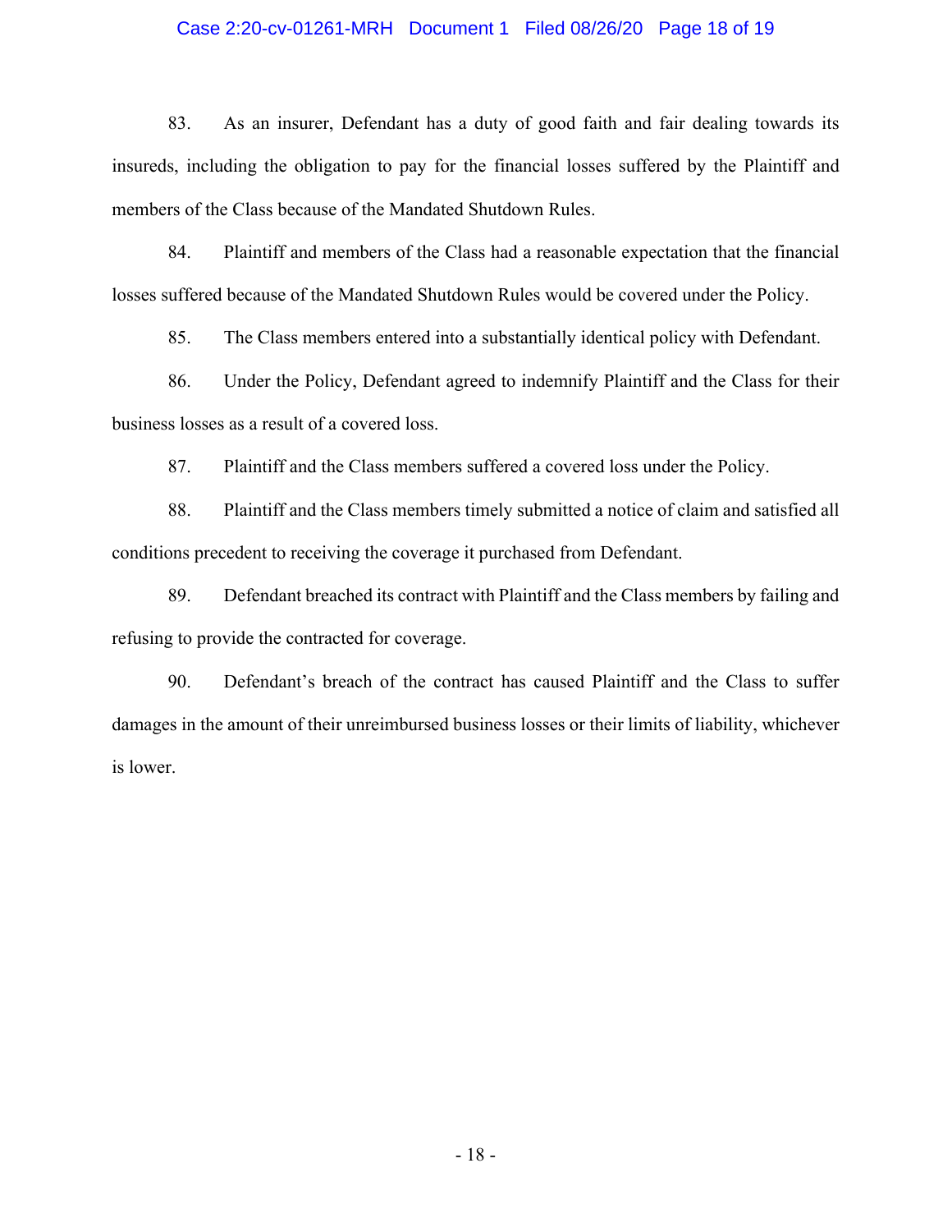83. As an insurer, Defendant has a duty of good faith and fair dealing towards its insureds, including the obligation to pay for the financial losses suffered by the Plaintiff and members of the Class because of the Mandated Shutdown Rules.

84. Plaintiff and members of the Class had a reasonable expectation that the financial losses suffered because of the Mandated Shutdown Rules would be covered under the Policy.

85. The Class members entered into a substantially identical policy with Defendant.

86. Under the Policy, Defendant agreed to indemnify Plaintiff and the Class for their business losses as a result of a covered loss.

87. Plaintiff and the Class members suffered a covered loss under the Policy.

88. Plaintiff and the Class members timely submitted a notice of claim and satisfied all conditions precedent to receiving the coverage it purchased from Defendant.

89. Defendant breached its contract with Plaintiff and the Class members by failing and refusing to provide the contracted for coverage.

90. Defendant's breach of the contract has caused Plaintiff and the Class to suffer damages in the amount of their unreimbursed business losses or their limits of liability, whichever is lower.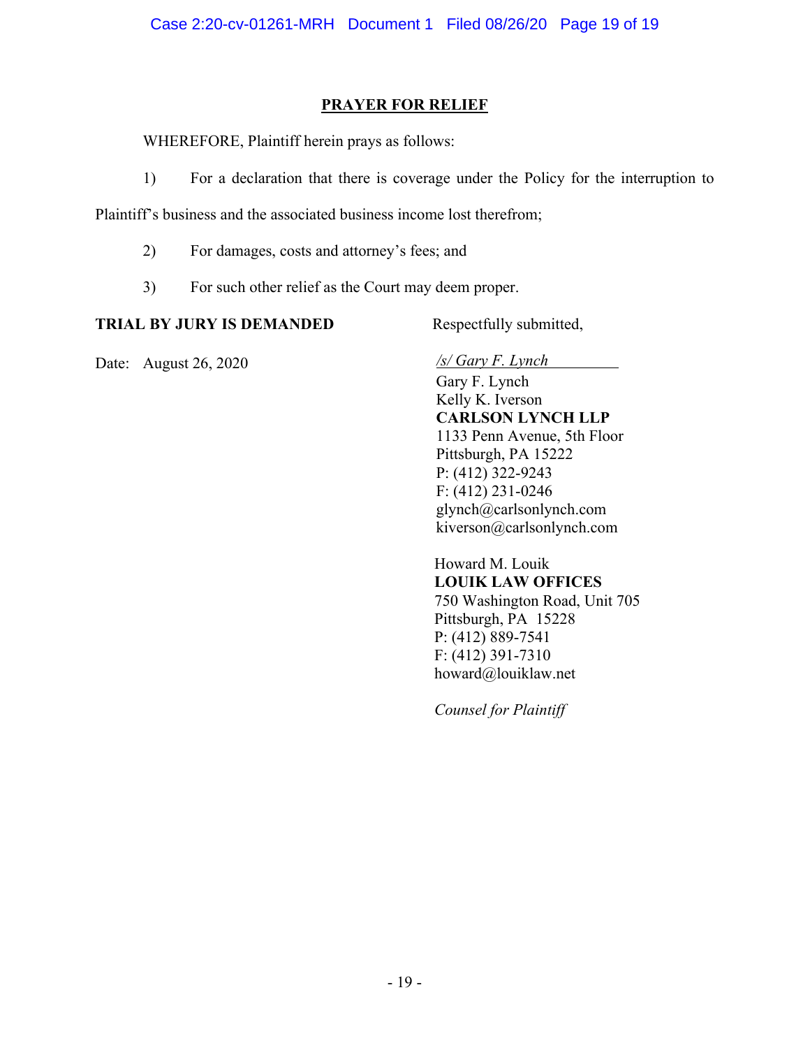## PRAYER FOR RELIEF

WHEREFORE, Plaintiff herein prays as follows:

1) For a declaration that there is coverage under the Policy for the interruption to Plaintiff's business and the associated business income lost therefrom;

2) For damages, costs and attorney's fees; and

3) For such other relief as the Court may deem proper.

**TRIAL BY JURY IS DEMANDED**

Date: August 26, 2020

Respectfully submitted,

*/s/ Gary F. Lynch*

Gary F. Lynch
Kelly K. Iverson
**CARLSON LYNCH LLP**
1133 Penn Avenue, 5th Floor
Pittsburgh, PA 15222
P: (412) 322-9243
F: (412) 231-0246
glynch@carlsonlynch.com
kiverson@carlsonlynch.com

Howard M. Louik
**LOUIK LAW OFFICES**
750 Washington Road, Unit 705
Pittsburgh, PA 15228
P: (412) 889-7541
F: (412) 391-7310
howard@louiklaw.net

*Counsel for Plaintiff*